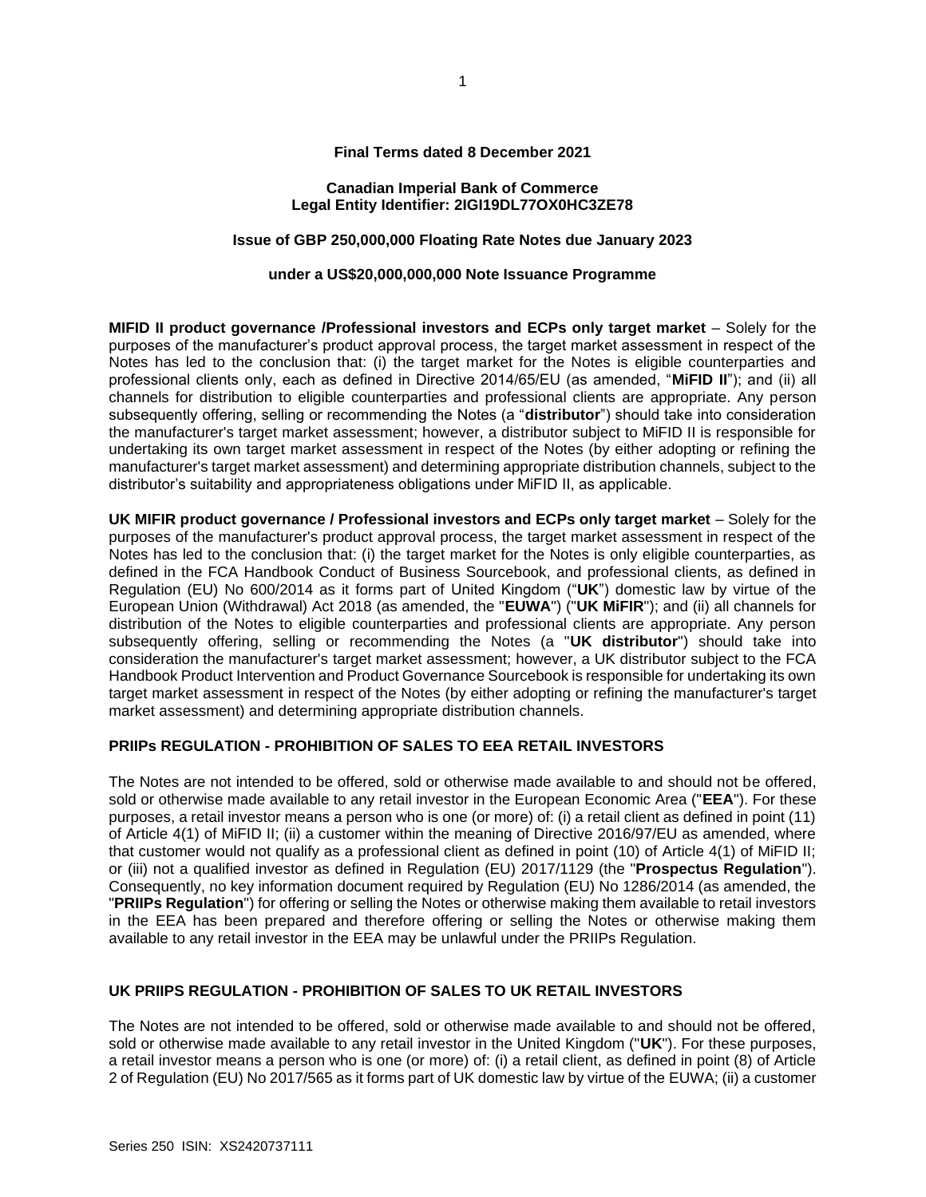**Final Terms dated 8 December 2021**

**Canadian Imperial Bank of Commerce**
**Legal Entity Identifier: 2IGI19DL77OX0HC3ZE78**

**Issue of GBP 250,000,000 Floating Rate Notes due January 2023**

**under a US$20,000,000,000 Note Issuance Programme**

**MIFID II product governance /Professional investors and ECPs only target market** – Solely for the purposes of the manufacturer's product approval process, the target market assessment in respect of the Notes has led to the conclusion that: (i) the target market for the Notes is eligible counterparties and professional clients only, each as defined in Directive 2014/65/EU (as amended, "**MiFID II**"); and (ii) all channels for distribution to eligible counterparties and professional clients are appropriate. Any person subsequently offering, selling or recommending the Notes (a "**distributor**") should take into consideration the manufacturer's target market assessment; however, a distributor subject to MiFID II is responsible for undertaking its own target market assessment in respect of the Notes (by either adopting or refining the manufacturer's target market assessment) and determining appropriate distribution channels, subject to the distributor's suitability and appropriateness obligations under MiFID II, as applicable.

**UK MIFIR product governance / Professional investors and ECPs only target market** – Solely for the purposes of the manufacturer's product approval process, the target market assessment in respect of the Notes has led to the conclusion that: (i) the target market for the Notes is only eligible counterparties, as defined in the FCA Handbook Conduct of Business Sourcebook, and professional clients, as defined in Regulation (EU) No 600/2014 as it forms part of United Kingdom ("**UK**") domestic law by virtue of the European Union (Withdrawal) Act 2018 (as amended, the "**EUWA**") ("**UK MiFIR**"); and (ii) all channels for distribution of the Notes to eligible counterparties and professional clients are appropriate. Any person subsequently offering, selling or recommending the Notes (a "**UK distributor**") should take into consideration the manufacturer's target market assessment; however, a UK distributor subject to the FCA Handbook Product Intervention and Product Governance Sourcebook is responsible for undertaking its own target market assessment in respect of the Notes (by either adopting or refining the manufacturer's target market assessment) and determining appropriate distribution channels.

**PRIIPs REGULATION - PROHIBITION OF SALES TO EEA RETAIL INVESTORS**

The Notes are not intended to be offered, sold or otherwise made available to and should not be offered, sold or otherwise made available to any retail investor in the European Economic Area ("**EEA**"). For these purposes, a retail investor means a person who is one (or more) of: (i) a retail client as defined in point (11) of Article 4(1) of MiFID II; (ii) a customer within the meaning of Directive 2016/97/EU as amended, where that customer would not qualify as a professional client as defined in point (10) of Article 4(1) of MiFID II; or (iii) not a qualified investor as defined in Regulation (EU) 2017/1129 (the "**Prospectus Regulation**"). Consequently, no key information document required by Regulation (EU) No 1286/2014 (as amended, the "**PRIIPs Regulation**") for offering or selling the Notes or otherwise making them available to retail investors in the EEA has been prepared and therefore offering or selling the Notes or otherwise making them available to any retail investor in the EEA may be unlawful under the PRIIPs Regulation.

**UK PRIIPS REGULATION - PROHIBITION OF SALES TO UK RETAIL INVESTORS**

The Notes are not intended to be offered, sold or otherwise made available to and should not be offered, sold or otherwise made available to any retail investor in the United Kingdom ("**UK**"). For these purposes, a retail investor means a person who is one (or more) of: (i) a retail client, as defined in point (8) of Article 2 of Regulation (EU) No 2017/565 as it forms part of UK domestic law by virtue of the EUWA; (ii) a customer

Series 250 ISIN: XS2420737111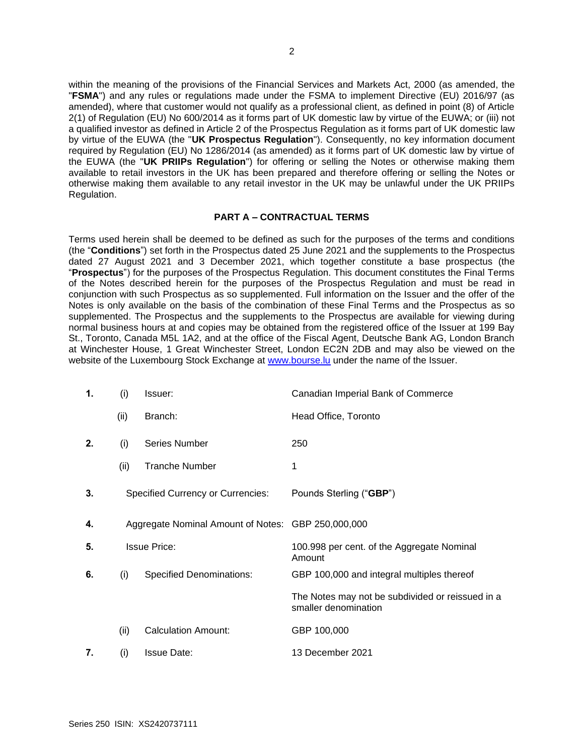within the meaning of the provisions of the Financial Services and Markets Act, 2000 (as amended, the "**FSMA**") and any rules or regulations made under the FSMA to implement Directive (EU) 2016/97 (as amended), where that customer would not qualify as a professional client, as defined in point (8) of Article 2(1) of Regulation (EU) No 600/2014 as it forms part of UK domestic law by virtue of the EUWA; or (iii) not a qualified investor as defined in Article 2 of the Prospectus Regulation as it forms part of UK domestic law by virtue of the EUWA (the "**UK Prospectus Regulation**"). Consequently, no key information document required by Regulation (EU) No 1286/2014 (as amended) as it forms part of UK domestic law by virtue of the EUWA (the "**UK PRIIPs Regulation**") for offering or selling the Notes or otherwise making them available to retail investors in the UK has been prepared and therefore offering or selling the Notes or otherwise making them available to any retail investor in the UK may be unlawful under the UK PRIIPs Regulation.

## PART A – CONTRACTUAL TERMS

Terms used herein shall be deemed to be defined as such for the purposes of the terms and conditions (the "**Conditions**") set forth in the Prospectus dated 25 June 2021 and the supplements to the Prospectus dated 27 August 2021 and 3 December 2021, which together constitute a base prospectus (the "**Prospectus**") for the purposes of the Prospectus Regulation. This document constitutes the Final Terms of the Notes described herein for the purposes of the Prospectus Regulation and must be read in conjunction with such Prospectus as so supplemented. Full information on the Issuer and the offer of the Notes is only available on the basis of the combination of these Final Terms and the Prospectus as so supplemented. The Prospectus and the supplements to the Prospectus are available for viewing during normal business hours at and copies may be obtained from the registered office of the Issuer at 199 Bay St., Toronto, Canada M5L 1A2, and at the office of the Fiscal Agent, Deutsche Bank AG, London Branch at Winchester House, 1 Great Winchester Street, London EC2N 2DB and may also be viewed on the website of the Luxembourg Stock Exchange at www.bourse.lu under the name of the Issuer.

| | | | |
|---|---|---|---|
| **1.** | (i) | Issuer: | Canadian Imperial Bank of Commerce |
| | (ii) | Branch: | Head Office, Toronto |
| **2.** | (i) | Series Number | 250 |
| | (ii) | Tranche Number | 1 |
| **3.** | | Specified Currency or Currencies: | Pounds Sterling ("**GBP**") |
| **4.** | | Aggregate Nominal Amount of Notes: | GBP 250,000,000 |
| **5.** | | Issue Price: | 100.998 per cent. of the Aggregate Nominal Amount |
| **6.** | (i) | Specified Denominations: | GBP 100,000 and integral multiples thereof<br><br>The Notes may not be subdivided or reissued in a smaller denomination |
| | (ii) | Calculation Amount: | GBP 100,000 |
| **7.** | (i) | Issue Date: | 13 December 2021 |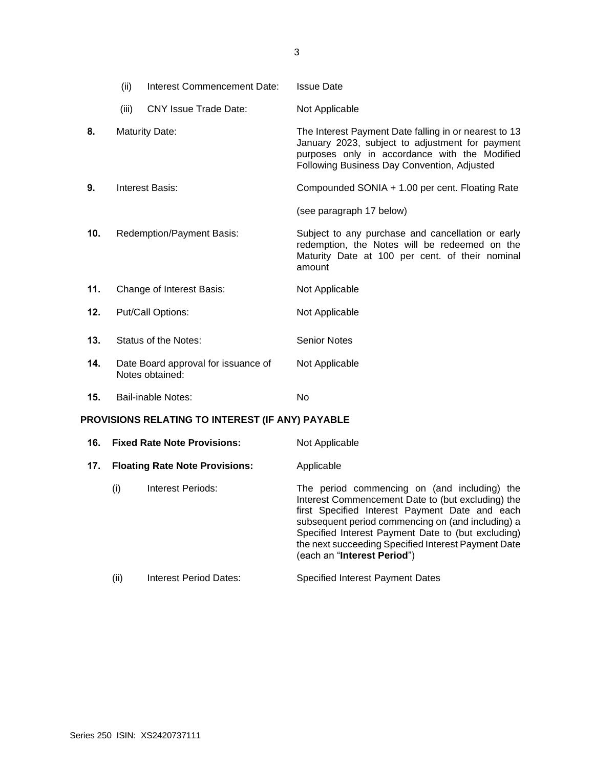| | | |
|---|---|---|
| | (ii) Interest Commencement Date: | Issue Date |
| | (iii) CNY Issue Trade Date: | Not Applicable |
| **8.** | Maturity Date: | The Interest Payment Date falling in or nearest to 13 January 2023, subject to adjustment for payment purposes only in accordance with the Modified Following Business Day Convention, Adjusted |
| **9.** | Interest Basis: | Compounded SONIA + 1.00 per cent. Floating Rate<br><br>(see paragraph 17 below) |
| **10.** | Redemption/Payment Basis: | Subject to any purchase and cancellation or early redemption, the Notes will be redeemed on the Maturity Date at 100 per cent. of their nominal amount |
| **11.** | Change of Interest Basis: | Not Applicable |
| **12.** | Put/Call Options: | Not Applicable |
| **13.** | Status of the Notes: | Senior Notes |
| **14.** | Date Board approval for issuance of Notes obtained: | Not Applicable |
| **15.** | Bail-inable Notes: | No |

**PROVISIONS RELATING TO INTEREST (IF ANY) PAYABLE**

| | | |
|---|---|---|
| **16.** | **Fixed Rate Note Provisions:** | Not Applicable |
| **17.** | **Floating Rate Note Provisions:** | Applicable |
| | (i) Interest Periods: | The period commencing on (and including) the Interest Commencement Date to (but excluding) the first Specified Interest Payment Date and each subsequent period commencing on (and including) a Specified Interest Payment Date to (but excluding) the next succeeding Specified Interest Payment Date (each an "**Interest Period**") |
| | (ii) Interest Period Dates: | Specified Interest Payment Dates |

Series 250 ISIN: XS2420737111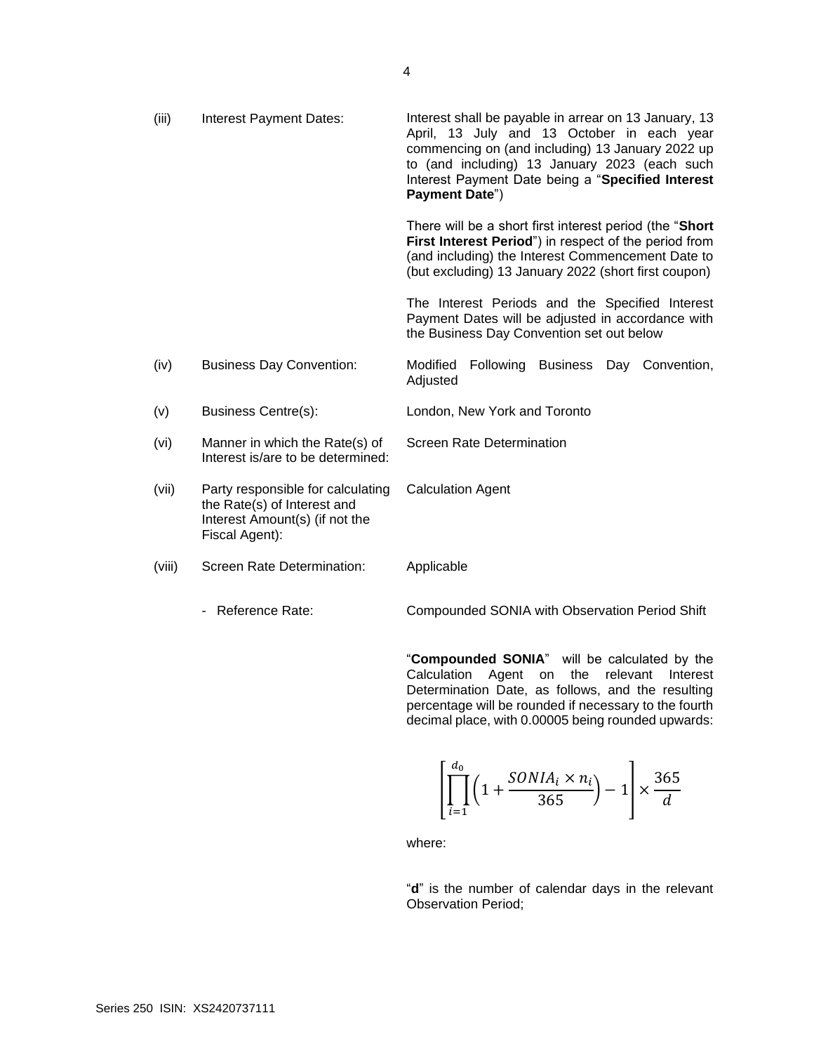| | | |
|---|---|---|
| (iii) | Interest Payment Dates: | Interest shall be payable in arrear on 13 January, 13 April, 13 July and 13 October in each year commencing on (and including) 13 January 2022 up to (and including) 13 January 2023 (each such Interest Payment Date being a "**Specified Interest Payment Date**")<br><br>There will be a short first interest period (the "**Short First Interest Period**") in respect of the period from (and including) the Interest Commencement Date to (but excluding) 13 January 2022 (short first coupon)<br><br>The Interest Periods and the Specified Interest Payment Dates will be adjusted in accordance with the Business Day Convention set out below |
| (iv) | Business Day Convention: | Modified Following Business Day Convention, Adjusted |
| (v) | Business Centre(s): | London, New York and Toronto |
| (vi) | Manner in which the Rate(s) of Interest is/are to be determined: | Screen Rate Determination |
| (vii) | Party responsible for calculating the Rate(s) of Interest and Interest Amount(s) (if not the Fiscal Agent): | Calculation Agent |
| (viii) | Screen Rate Determination: | Applicable |
| | - Reference Rate: | Compounded SONIA with Observation Period Shift |

"**Compounded SONIA**" will be calculated by the Calculation Agent on the relevant Interest Determination Date, as follows, and the resulting percentage will be rounded if necessary to the fourth decimal place, with 0.00005 being rounded upwards:

$$\left[\prod_{i=1}^{d_0}\left(1+\frac{SONIA_i \times n_i}{365}\right)-1\right]\times\frac{365}{d}$$

where:

"**d**" is the number of calendar days in the relevant Observation Period;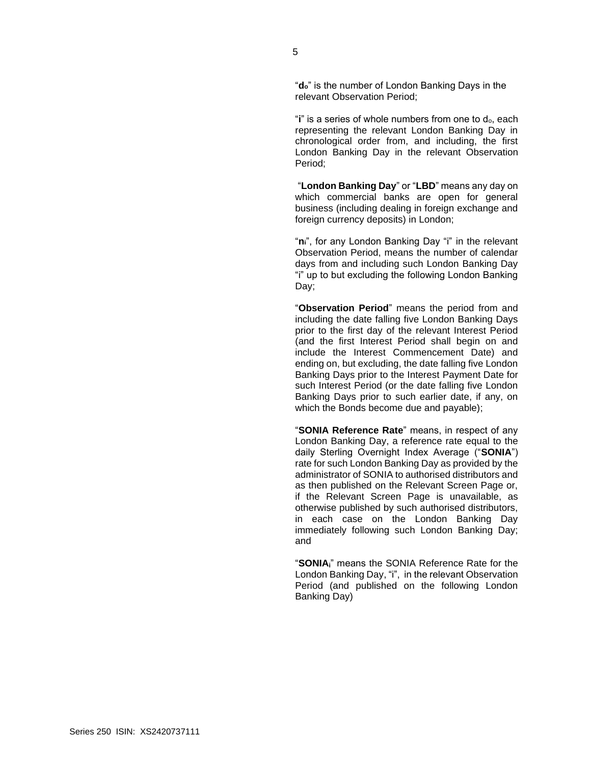"**$d_o$**" is the number of London Banking Days in the relevant Observation Period;

"**i**" is a series of whole numbers from one to $d_o$, each representing the relevant London Banking Day in chronological order from, and including, the first London Banking Day in the relevant Observation Period;

"**London Banking Day**" or "**LBD**" means any day on which commercial banks are open for general business (including dealing in foreign exchange and foreign currency deposits) in London;

"**$n_i$**", for any London Banking Day "i" in the relevant Observation Period, means the number of calendar days from and including such London Banking Day "i" up to but excluding the following London Banking Day;

"**Observation Period**" means the period from and including the date falling five London Banking Days prior to the first day of the relevant Interest Period (and the first Interest Period shall begin on and include the Interest Commencement Date) and ending on, but excluding, the date falling five London Banking Days prior to the Interest Payment Date for such Interest Period (or the date falling five London Banking Days prior to such earlier date, if any, on which the Bonds become due and payable);

"**SONIA Reference Rate**" means, in respect of any London Banking Day, a reference rate equal to the daily Sterling Overnight Index Average ("**SONIA**") rate for such London Banking Day as provided by the administrator of SONIA to authorised distributors and as then published on the Relevant Screen Page or, if the Relevant Screen Page is unavailable, as otherwise published by such authorised distributors, in each case on the London Banking Day immediately following such London Banking Day; and

"**$SONIA_i$**" means the SONIA Reference Rate for the London Banking Day, "i", in the relevant Observation Period (and published on the following London Banking Day)

Series 250 ISIN: XS2420737111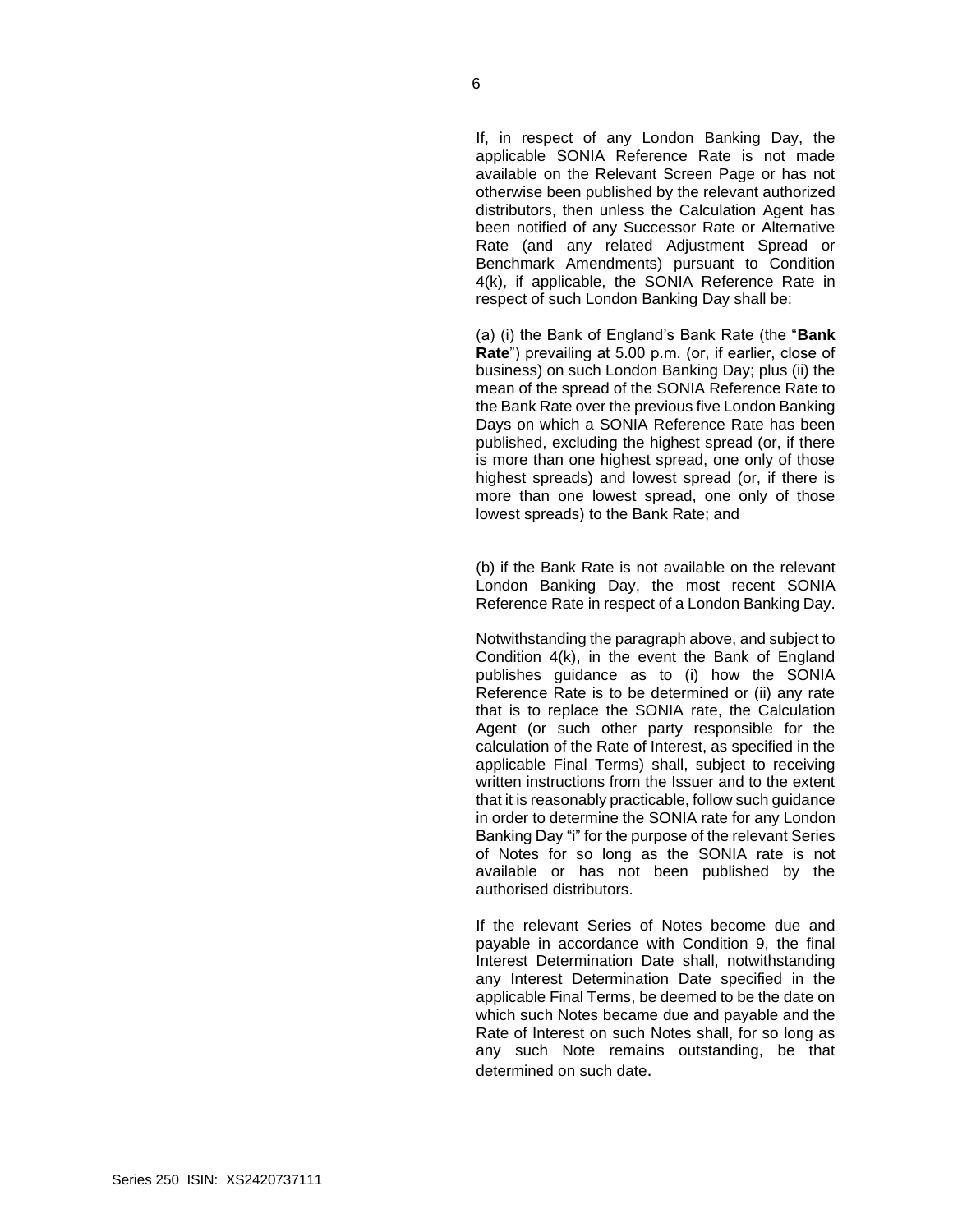If, in respect of any London Banking Day, the applicable SONIA Reference Rate is not made available on the Relevant Screen Page or has not otherwise been published by the relevant authorized distributors, then unless the Calculation Agent has been notified of any Successor Rate or Alternative Rate (and any related Adjustment Spread or Benchmark Amendments) pursuant to Condition 4(k), if applicable, the SONIA Reference Rate in respect of such London Banking Day shall be:

(a) (i) the Bank of England's Bank Rate (the "**Bank Rate**") prevailing at 5.00 p.m. (or, if earlier, close of business) on such London Banking Day; plus (ii) the mean of the spread of the SONIA Reference Rate to the Bank Rate over the previous five London Banking Days on which a SONIA Reference Rate has been published, excluding the highest spread (or, if there is more than one highest spread, one only of those highest spreads) and lowest spread (or, if there is more than one lowest spread, one only of those lowest spreads) to the Bank Rate; and

(b) if the Bank Rate is not available on the relevant London Banking Day, the most recent SONIA Reference Rate in respect of a London Banking Day.

Notwithstanding the paragraph above, and subject to Condition 4(k), in the event the Bank of England publishes guidance as to (i) how the SONIA Reference Rate is to be determined or (ii) any rate that is to replace the SONIA rate, the Calculation Agent (or such other party responsible for the calculation of the Rate of Interest, as specified in the applicable Final Terms) shall, subject to receiving written instructions from the Issuer and to the extent that it is reasonably practicable, follow such guidance in order to determine the SONIA rate for any London Banking Day "i" for the purpose of the relevant Series of Notes for so long as the SONIA rate is not available or has not been published by the authorised distributors.

If the relevant Series of Notes become due and payable in accordance with Condition 9, the final Interest Determination Date shall, notwithstanding any Interest Determination Date specified in the applicable Final Terms, be deemed to be the date on which such Notes became due and payable and the Rate of Interest on such Notes shall, for so long as any such Note remains outstanding, be that determined on such date.

Series 250 ISIN: XS2420737111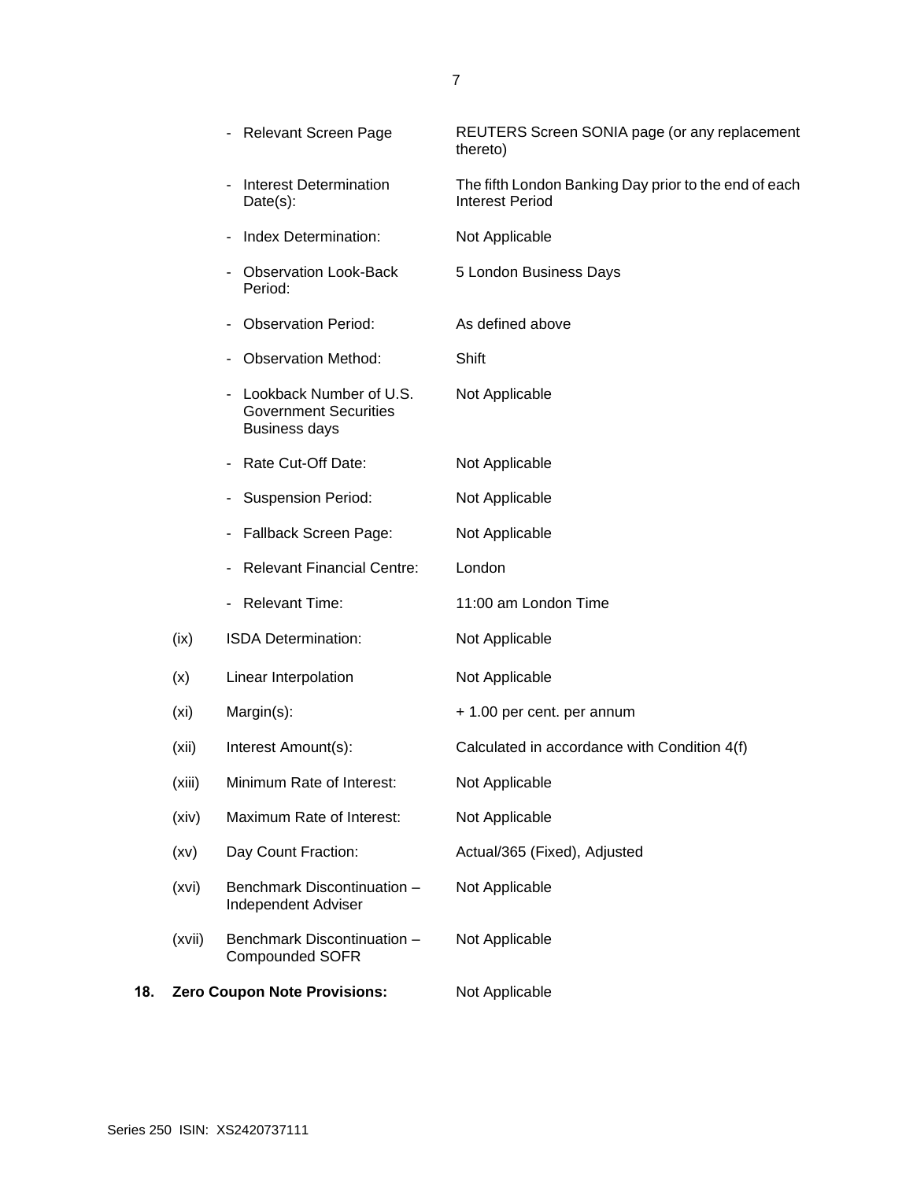| | | |
|---|---|---|
| | - Relevant Screen Page | REUTERS Screen SONIA page (or any replacement thereto) |
| | - Interest Determination Date(s): | The fifth London Banking Day prior to the end of each Interest Period |
| | - Index Determination: | Not Applicable |
| | - Observation Look-Back Period: | 5 London Business Days |
| | - Observation Period: | As defined above |
| | - Observation Method: | Shift |
| | - Lookback Number of U.S. Government Securities Business days | Not Applicable |
| | - Rate Cut-Off Date: | Not Applicable |
| | - Suspension Period: | Not Applicable |
| | - Fallback Screen Page: | Not Applicable |
| | - Relevant Financial Centre: | London |
| | - Relevant Time: | 11:00 am London Time |
| (ix) | ISDA Determination: | Not Applicable |
| (x) | Linear Interpolation | Not Applicable |
| (xi) | Margin(s): | + 1.00 per cent. per annum |
| (xii) | Interest Amount(s): | Calculated in accordance with Condition 4(f) |
| (xiii) | Minimum Rate of Interest: | Not Applicable |
| (xiv) | Maximum Rate of Interest: | Not Applicable |
| (xv) | Day Count Fraction: | Actual/365 (Fixed), Adjusted |
| (xvi) | Benchmark Discontinuation – Independent Adviser | Not Applicable |
| (xvii) | Benchmark Discontinuation – Compounded SOFR | Not Applicable |

**18. Zero Coupon Note Provisions:** Not Applicable

Series 250 ISIN: XS2420737111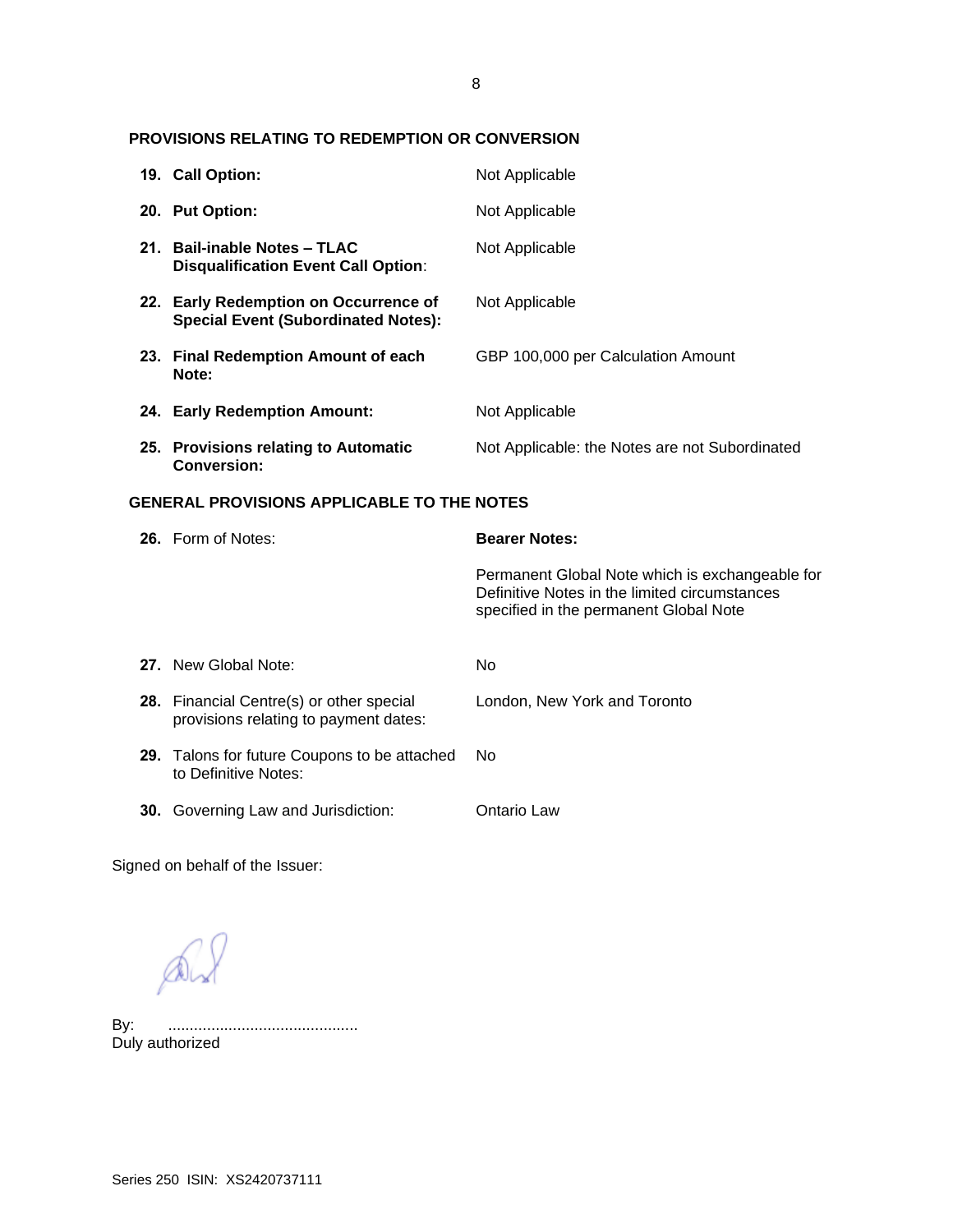### PROVISIONS RELATING TO REDEMPTION OR CONVERSION

| | |
|---|---|
| **19. Call Option:** | Not Applicable |
| **20. Put Option:** | Not Applicable |
| **21. Bail-inable Notes – TLAC Disqualification Event Call Option**: | Not Applicable |
| **22. Early Redemption on Occurrence of Special Event (Subordinated Notes):** | Not Applicable |
| **23. Final Redemption Amount of each Note:** | GBP 100,000 per Calculation Amount |
| **24. Early Redemption Amount:** | Not Applicable |
| **25. Provisions relating to Automatic Conversion:** | Not Applicable: the Notes are not Subordinated |

### GENERAL PROVISIONS APPLICABLE TO THE NOTES

| | |
|---|---|
| **26.** Form of Notes: | **Bearer Notes:** Permanent Global Note which is exchangeable for Definitive Notes in the limited circumstances specified in the permanent Global Note |
| **27.** New Global Note: | No |
| **28.** Financial Centre(s) or other special provisions relating to payment dates: | London, New York and Toronto |
| **29.** Talons for future Coupons to be attached to Definitive Notes: | No |
| **30.** Governing Law and Jurisdiction: | Ontario Law |

Signed on behalf of the Issuer:

By: ...........................................
Duly authorized

Series 250 ISIN: XS2420737111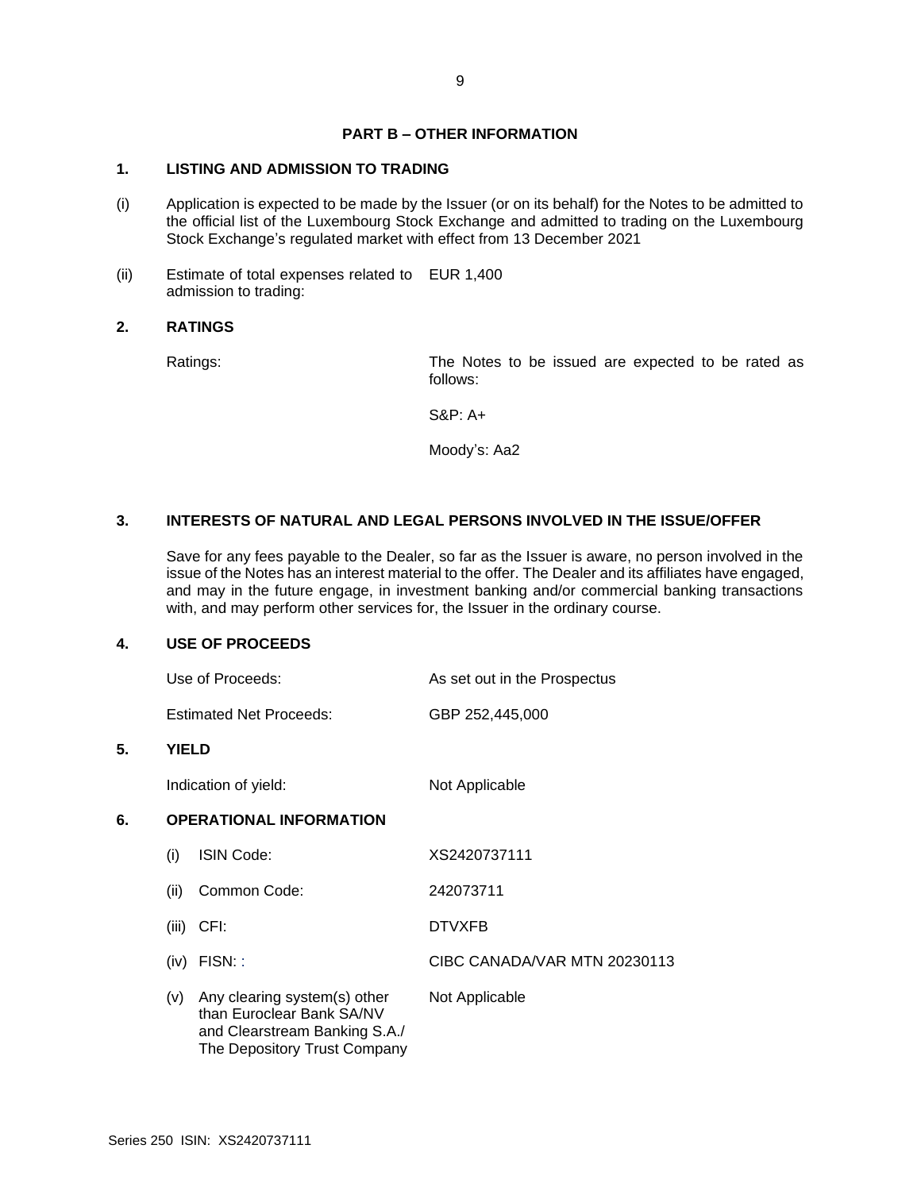## PART B – OTHER INFORMATION

### 1. LISTING AND ADMISSION TO TRADING

(i) Application is expected to be made by the Issuer (or on its behalf) for the Notes to be admitted to the official list of the Luxembourg Stock Exchange and admitted to trading on the Luxembourg Stock Exchange's regulated market with effect from 13 December 2021

(ii) Estimate of total expenses related to admission to trading: EUR 1,400

### 2. RATINGS

| | |
|---|---|
| Ratings: | The Notes to be issued are expected to be rated as follows:<br><br>S&P: A+<br><br>Moody's: Aa2 |

### 3. INTERESTS OF NATURAL AND LEGAL PERSONS INVOLVED IN THE ISSUE/OFFER

Save for any fees payable to the Dealer, so far as the Issuer is aware, no person involved in the issue of the Notes has an interest material to the offer. The Dealer and its affiliates have engaged, and may in the future engage, in investment banking and/or commercial banking transactions with, and may perform other services for, the Issuer in the ordinary course.

### 4. USE OF PROCEEDS

| | |
|---|---|
| Use of Proceeds: | As set out in the Prospectus |
| Estimated Net Proceeds: | GBP 252,445,000 |

### 5. YIELD

| | |
|---|---|
| Indication of yield: | Not Applicable |

### 6. OPERATIONAL INFORMATION

| | | |
|---|---|---|
| (i) | ISIN Code: | XS2420737111 |
| (ii) | Common Code: | 242073711 |
| (iii) | CFI: | DTVXFB |
| (iv) | FISN: : | CIBC CANADA/VAR MTN 20230113 |
| (v) | Any clearing system(s) other than Euroclear Bank SA/NV and Clearstream Banking S.A./ The Depository Trust Company | Not Applicable |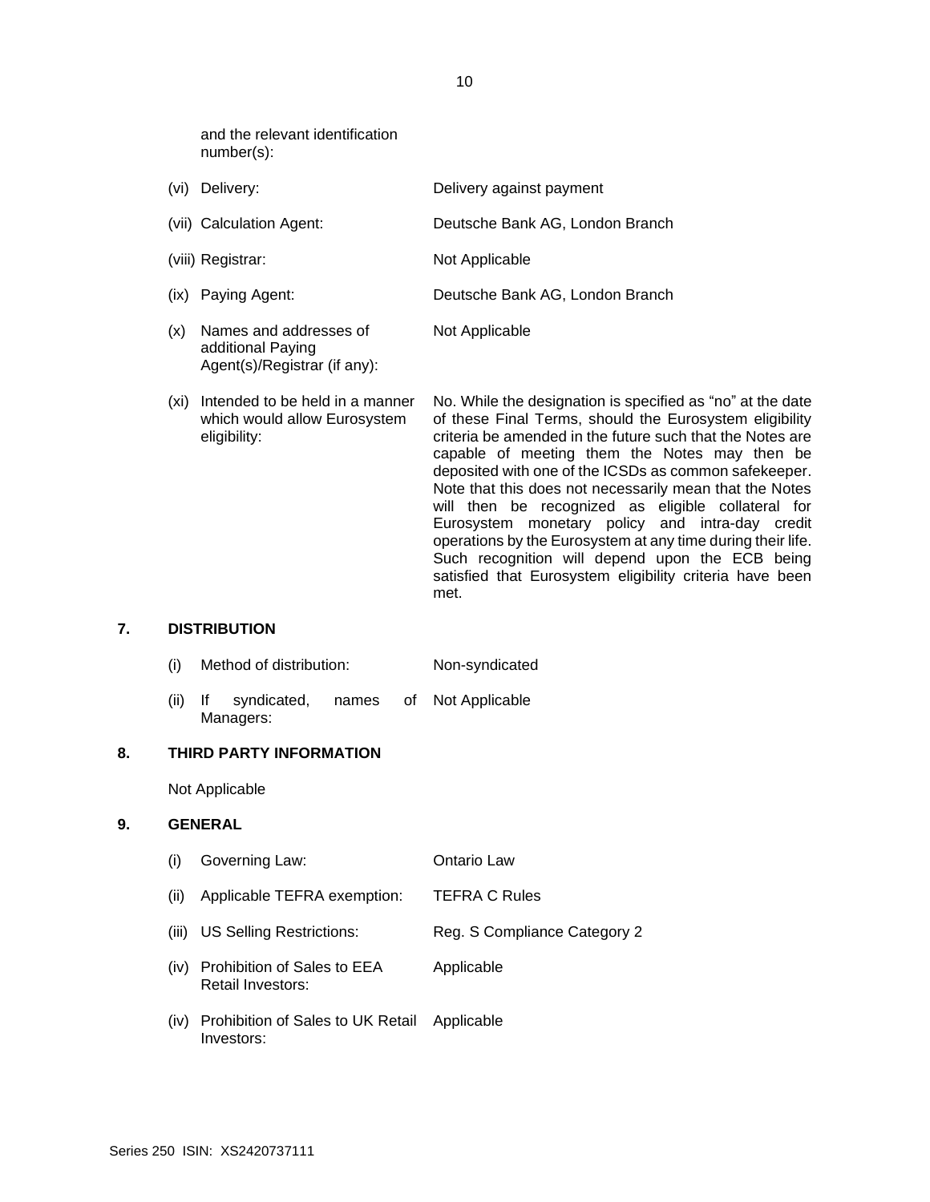|  |  |
|---|---|
| and the relevant identification number(s): |  |
| (vi) Delivery: | Delivery against payment |
| (vii) Calculation Agent: | Deutsche Bank AG, London Branch |
| (viii) Registrar: | Not Applicable |
| (ix) Paying Agent: | Deutsche Bank AG, London Branch |
| (x) Names and addresses of additional Paying Agent(s)/Registrar (if any): | Not Applicable |
| (xi) Intended to be held in a manner which would allow Eurosystem eligibility: | No. While the designation is specified as "no" at the date of these Final Terms, should the Eurosystem eligibility criteria be amended in the future such that the Notes are capable of meeting them the Notes may then be deposited with one of the ICSDs as common safekeeper. Note that this does not necessarily mean that the Notes will then be recognized as eligible collateral for Eurosystem monetary policy and intra-day credit operations by the Eurosystem at any time during their life. Such recognition will depend upon the ECB being satisfied that Eurosystem eligibility criteria have been met. |

## 7. DISTRIBUTION

|  |  |
|---|---|
| (i) Method of distribution: | Non-syndicated |
| (ii) If syndicated, names of Managers: | Not Applicable |

## 8. THIRD PARTY INFORMATION

Not Applicable

## 9. GENERAL

|  |  |
|---|---|
| (i) Governing Law: | Ontario Law |
| (ii) Applicable TEFRA exemption: | TEFRA C Rules |
| (iii) US Selling Restrictions: | Reg. S Compliance Category 2 |
| (iv) Prohibition of Sales to EEA Retail Investors: | Applicable |
| (iv) Prohibition of Sales to UK Retail Investors: | Applicable |

Series 250 ISIN: XS2420737111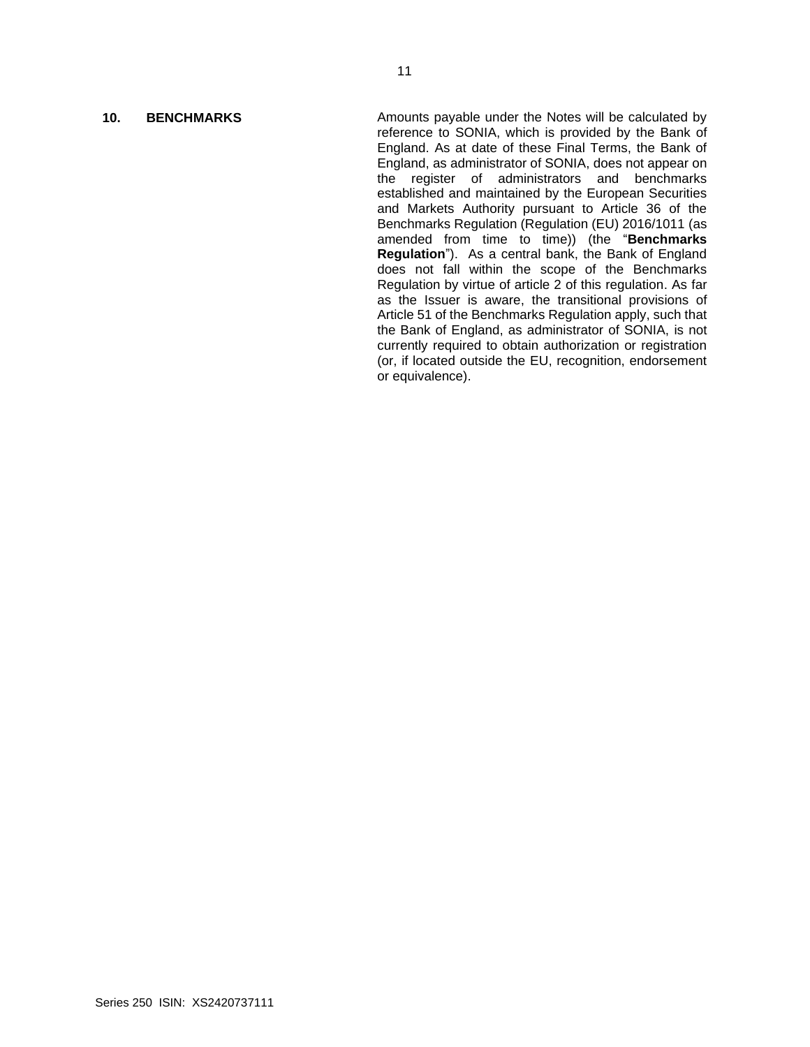**10. BENCHMARKS**

Amounts payable under the Notes will be calculated by reference to SONIA, which is provided by the Bank of England. As at date of these Final Terms, the Bank of England, as administrator of SONIA, does not appear on the register of administrators and benchmarks established and maintained by the European Securities and Markets Authority pursuant to Article 36 of the Benchmarks Regulation (Regulation (EU) 2016/1011 (as amended from time to time)) (the "**Benchmarks Regulation**"). As a central bank, the Bank of England does not fall within the scope of the Benchmarks Regulation by virtue of article 2 of this regulation. As far as the Issuer is aware, the transitional provisions of Article 51 of the Benchmarks Regulation apply, such that the Bank of England, as administrator of SONIA, is not currently required to obtain authorization or registration (or, if located outside the EU, recognition, endorsement or equivalence).

Series 250 ISIN: XS2420737111